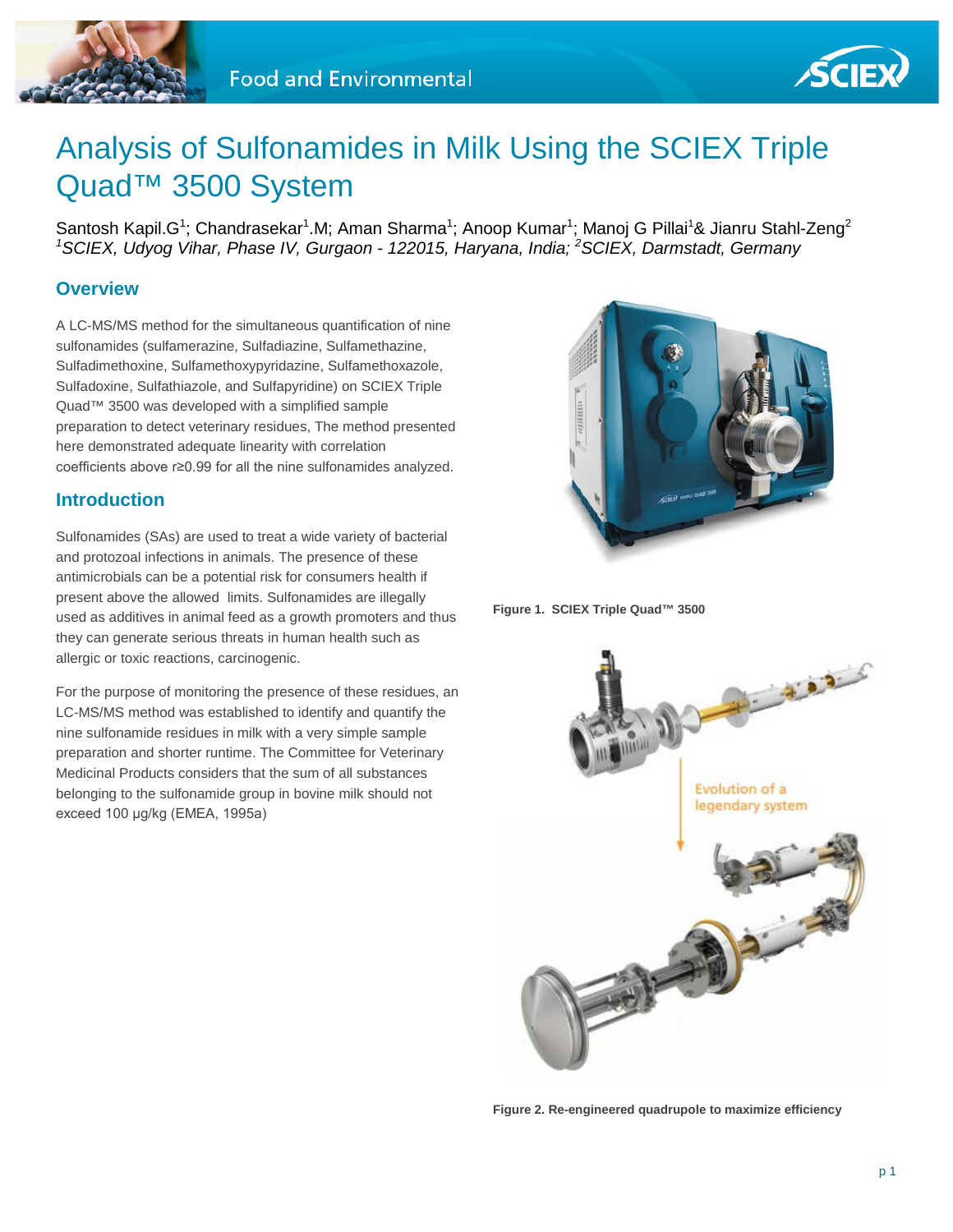Food and Environmental

# Analysis of Sulfonamides in Milk Using the SCIEX Triple Quad™ 3500 System

Santosh Kapil.G[1]; Chandrasekar[1].M; Aman Sharma[1]; Anoop Kumar[1]; Manoj G Pillai[1] & Jianru Stahl-Zeng[2]
*[1]SCIEX, Udyog Vihar, Phase IV, Gurgaon - 122015, Haryana, India; [2]SCIEX, Darmstadt, Germany*

## Overview

A LC-MS/MS method for the simultaneous quantification of nine sulfonamides (sulfamerazine, Sulfadiazine, Sulfamethazine, Sulfadimethoxine, Sulfamethoxypyridazine, Sulfamethoxazole, Sulfadoxine, Sulfathiazole, and Sulfapyridine) on SCIEX Triple Quad™ 3500 was developed with a simplified sample preparation to detect veterinary residues, The method presented here demonstrated adequate linearity with correlation coefficients above r≥0.99 for all the nine sulfonamides analyzed.

## Introduction

Sulfonamides (SAs) are used to treat a wide variety of bacterial and protozoal infections in animals. The presence of these antimicrobials can be a potential risk for consumers health if present above the allowed limits. Sulfonamides are illegally used as additives in animal feed as a growth promoters and thus they can generate serious threats in human health such as allergic or toxic reactions, carcinogenic.

For the purpose of monitoring the presence of these residues, an LC-MS/MS method was established to identify and quantify the nine sulfonamide residues in milk with a very simple sample preparation and shorter runtime. The Committee for Veterinary Medicinal Products considers that the sum of all substances belonging to the sulfonamide group in bovine milk should not exceed 100 µg/kg (EMEA, 1995a)

**Figure 1. SCIEX Triple Quad™ 3500**

**Figure 2. Re-engineered quadrupole to maximize efficiency**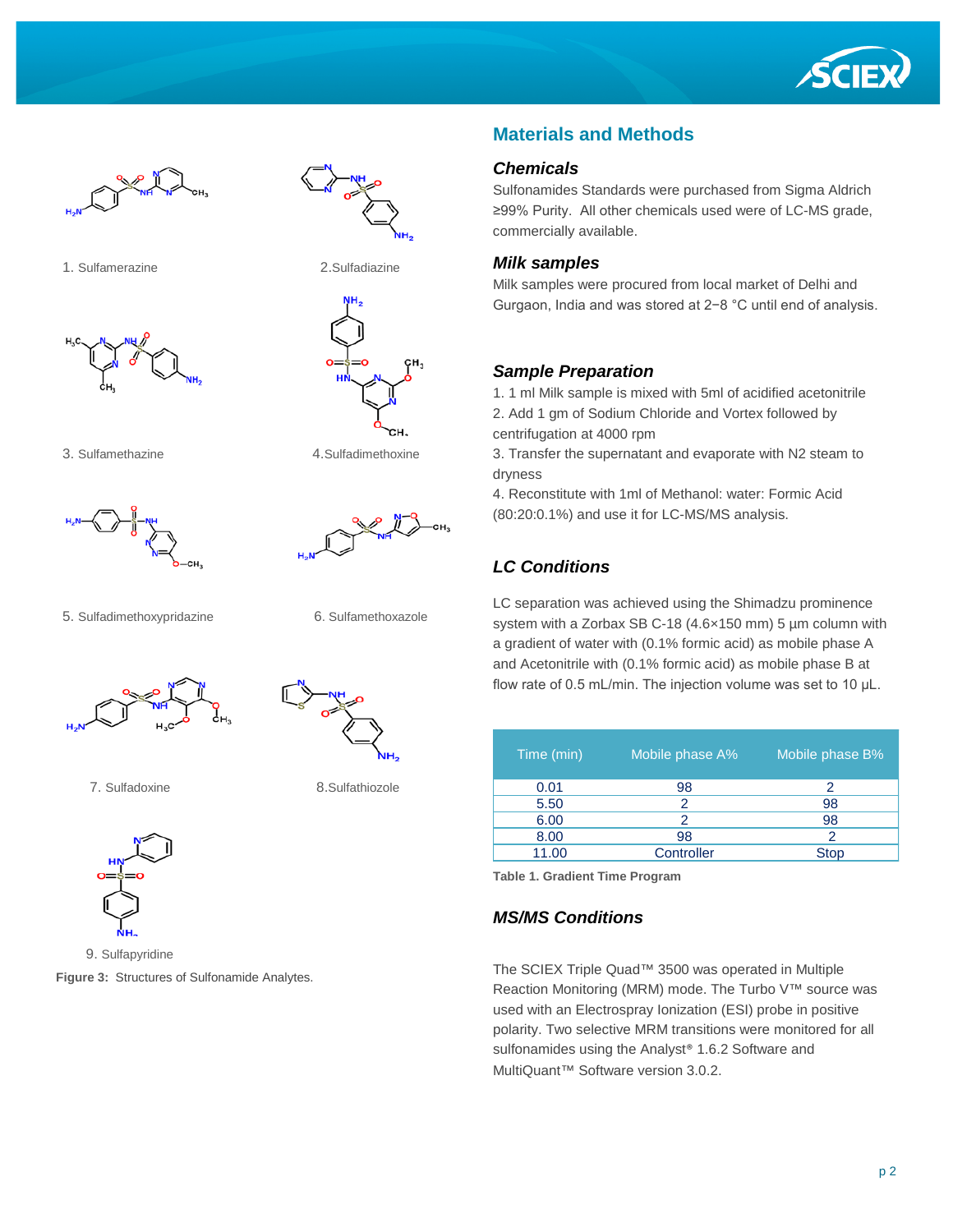1. Sulfamerazine

2. Sulfadiazine

3. Sulfamethazine

4. Sulfadimethoxine

5. Sulfadimethoxypridazine

6. Sulfamethoxazole

7. Sulfadoxine

8. Sulfathiozole

9. Sulfapyridine

**Figure 3:** Structures of Sulfonamide Analytes.

## Materials and Methods

### Chemicals

Sulfonamides Standards were purchased from Sigma Aldrich ≥99% Purity. All other chemicals used were of LC-MS grade, commercially available.

### Milk samples

Milk samples were procured from local market of Delhi and Gurgaon, India and was stored at 2−8 °C until end of analysis.

### Sample Preparation

1. 1 ml Milk sample is mixed with 5ml of acidified acetonitrile
2. Add 1 gm of Sodium Chloride and Vortex followed by centrifugation at 4000 rpm
3. Transfer the supernatant and evaporate with N2 steam to dryness
4. Reconstitute with 1ml of Methanol: water: Formic Acid (80:20:0.1%) and use it for LC-MS/MS analysis.

### LC Conditions

LC separation was achieved using the Shimadzu prominence system with a Zorbax SB C-18 (4.6×150 mm) 5 µm column with a gradient of water with (0.1% formic acid) as mobile phase A and Acetonitrile with (0.1% formic acid) as mobile phase B at flow rate of 0.5 mL/min. The injection volume was set to 10 µL.

| Time (min) | Mobile phase A% | Mobile phase B% |
|---|---|---|
| 0.01 | 98 | 2 |
| 5.50 | 2 | 98 |
| 6.00 | 2 | 98 |
| 8.00 | 98 | 2 |
| 11.00 | Controller | Stop |

**Table 1. Gradient Time Program**

### MS/MS Conditions

The SCIEX Triple Quad™ 3500 was operated in Multiple Reaction Monitoring (MRM) mode. The Turbo V™ source was used with an Electrospray Ionization (ESI) probe in positive polarity. Two selective MRM transitions were monitored for all sulfonamides using the Analyst® 1.6.2 Software and MultiQuant™ Software version 3.0.2.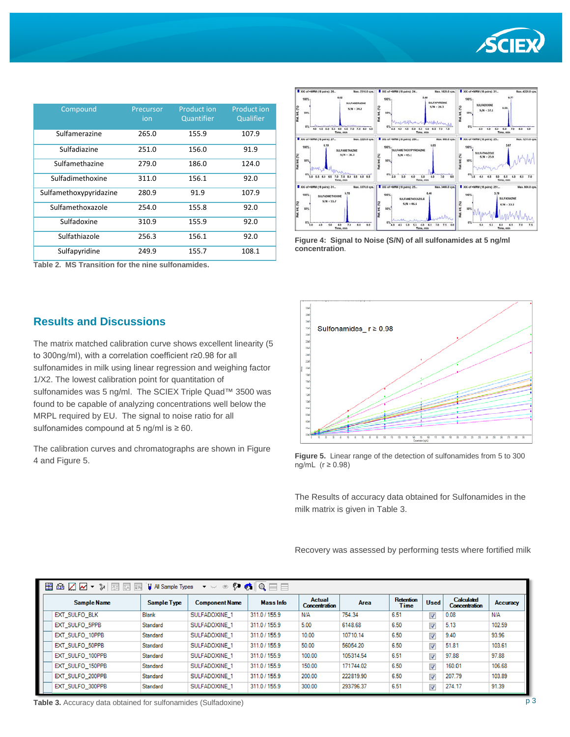| Compound | Precursor ion | Product ion Quantifier | Product ion Qualifier |
|---|---|---|---|
| Sulfamerazine | 265.0 | 155.9 | 107.9 |
| Sulfadiazine | 251.0 | 156.0 | 91.9 |
| Sulfamethazine | 279.0 | 186.0 | 124.0 |
| Sulfadimethoxine | 311.0 | 156.1 | 92.0 |
| Sulfamethoxypyridazine | 280.9 | 91.9 | 107.9 |
| Sulfamethoxazole | 254.0 | 155.8 | 92.0 |
| Sulfadoxine | 310.9 | 155.9 | 92.0 |
| Sulfathiazole | 256.3 | 156.1 | 92.0 |
| Sulfapyridine | 249.9 | 155.7 | 108.1 |

**Table 2. MS Transition for the nine sulfonamides.**

**Figure 4: Signal to Noise (S/N) of all sulfonamides at 5 ng/ml concentration**.

## Results and Discussions

The matrix matched calibration curve shows excellent linearity (5 to 300ng/ml), with a correlation coefficient r≥0.98 for all sulfonamides in milk using linear regression and weighing factor 1/X2. The lowest calibration point for quantitation of sulfonamides was 5 ng/ml. The SCIEX Triple Quad™ 3500 was found to be capable of analyzing concentrations well below the MRPL required by EU. The signal to noise ratio for all sulfonamides compound at 5 ng/ml is ≥ 60.

The calibration curves and chromatographs are shown in Figure 4 and Figure 5.

**Figure 5.** Linear range of the detection of sulfonamides from 5 to 300 ng/mL (r ≥ 0.98)

The Results of accuracy data obtained for Sulfonamides in the milk matrix is given in Table 3.

Recovery was assessed by performing tests where fortified milk

| Sample Name | Sample Type | Component Name | Mass Info | Actual Concentration | Area | Retention Time | Used | Calculated Concentration | Accuracy |
|---|---|---|---|---|---|---|---|---|---|
| EXT_SULFO_BLK | Blank | SULFADOXINE_1 | 311.0 / 155.9 | N/A | 754.34 | 6.51 | ☑ | 0.08 | N/A |
| EXT_SULFO_5PPB | Standard | SULFADOXINE_1 | 311.0 / 155.9 | 5.00 | 6148.68 | 6.50 | ☑ | 5.13 | 102.59 |
| EXT_SULFO_10PPB | Standard | SULFADOXINE_1 | 311.0 / 155.9 | 10.00 | 10710.14 | 6.50 | ☑ | 9.40 | 93.96 |
| EXT_SULFO_50PPB | Standard | SULFADOXINE_1 | 311.0 / 155.9 | 50.00 | 56054.20 | 6.50 | ☑ | 51.81 | 103.61 |
| EXT_SULFO_100PPB | Standard | SULFADOXINE_1 | 311.0 / 155.9 | 100.00 | 105314.54 | 6.51 | ☑ | 97.88 | 97.88 |
| EXT_SULFO_150PPB | Standard | SULFADOXINE_1 | 311.0 / 155.9 | 150.00 | 171744.02 | 6.50 | ☑ | 160.01 | 106.68 |
| EXT_SULFO_200PPB | Standard | SULFADOXINE_1 | 311.0 / 155.9 | 200.00 | 222819.90 | 6.50 | ☑ | 207.79 | 103.89 |
| EXT_SULFO_300PPB | Standard | SULFADOXINE_1 | 311.0 / 155.9 | 300.00 | 293796.37 | 6.51 | ☑ | 274.17 | 91.39 |

**Table 3.** Accuracy data obtained for sulfonamides (Sulfadoxine)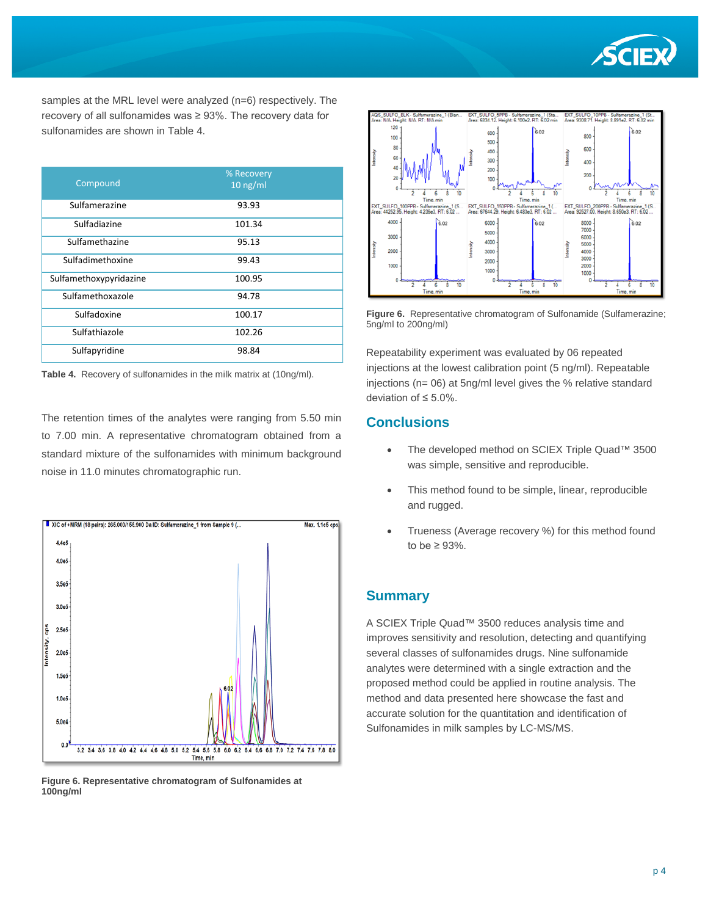samples at the MRL level were analyzed (n=6) respectively. The recovery of all sulfonamides was ≥ 93%. The recovery data for sulfonamides are shown in Table 4.

| Compound | % Recovery 10 ng/ml |
|---|---|
| Sulfamerazine | 93.93 |
| Sulfadiazine | 101.34 |
| Sulfamethazine | 95.13 |
| Sulfadimethoxine | 99.43 |
| Sulfamethoxypyridazine | 100.95 |
| Sulfamethoxazole | 94.78 |
| Sulfadoxine | 100.17 |
| Sulfathiazole | 102.26 |
| Sulfapyridine | 98.84 |

**Table 4.** Recovery of sulfonamides in the milk matrix at (10ng/ml).

The retention times of the analytes were ranging from 5.50 min to 7.00 min. A representative chromatogram obtained from a standard mixture of the sulfonamides with minimum background noise in 11.0 minutes chromatographic run.

**Figure 6. Representative chromatogram of Sulfonamides at 100ng/ml**

**Figure 6.** Representative chromatogram of Sulfonamide (Sulfamerazine; 5ng/ml to 200ng/ml)

Repeatability experiment was evaluated by 06 repeated injections at the lowest calibration point (5 ng/ml). Repeatable injections (n= 06) at 5ng/ml level gives the % relative standard deviation of ≤ 5.0%.

## Conclusions

- The developed method on SCIEX Triple Quad™ 3500 was simple, sensitive and reproducible.
- This method found to be simple, linear, reproducible and rugged.
- Trueness (Average recovery %) for this method found to be ≥ 93%.

## Summary

A SCIEX Triple Quad™ 3500 reduces analysis time and improves sensitivity and resolution, detecting and quantifying several classes of sulfonamides drugs. Nine sulfonamide analytes were determined with a single extraction and the proposed method could be applied in routine analysis. The method and data presented here showcase the fast and accurate solution for the quantitation and identification of Sulfonamides in milk samples by LC-MS/MS.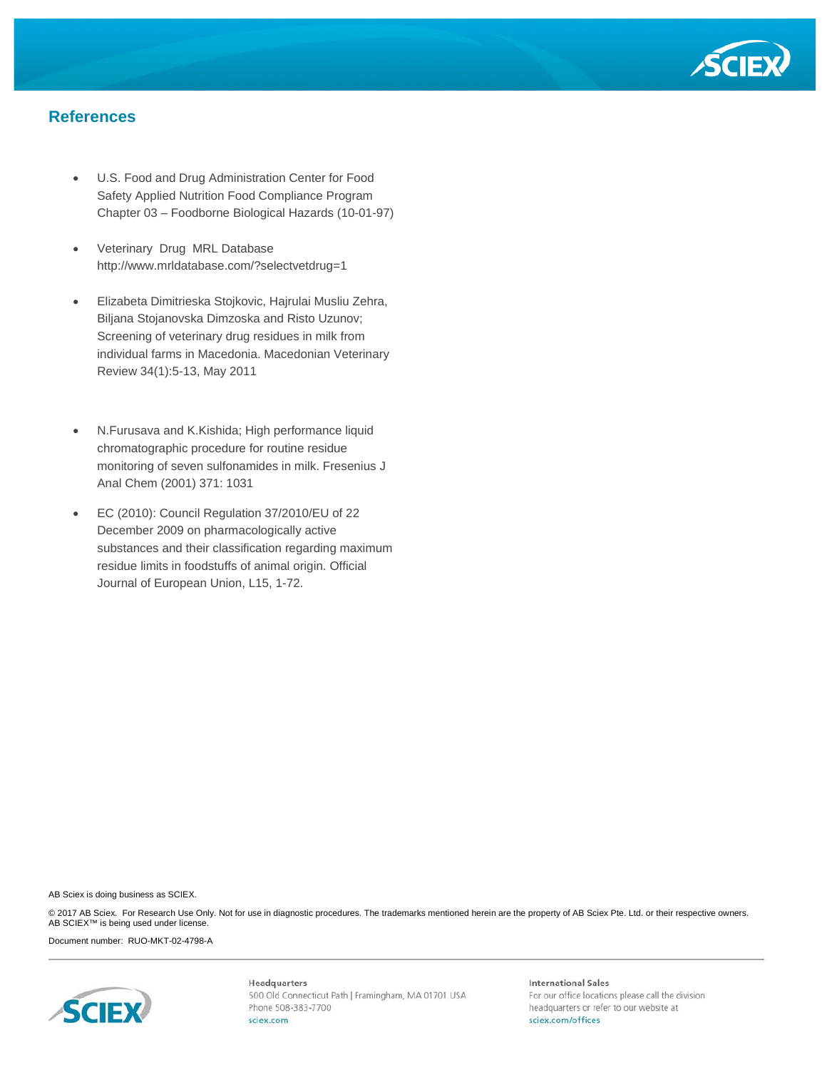## References

- U.S. Food and Drug Administration Center for Food Safety Applied Nutrition Food Compliance Program Chapter 03 – Foodborne Biological Hazards (10-01-97)

- Veterinary Drug MRL Database http://www.mrldatabase.com/?selectvetdrug=1

- Elizabeta Dimitrieska Stojkovic, Hajrulai Musliu Zehra, Biljana Stojanovska Dimzoska and Risto Uzunov; Screening of veterinary drug residues in milk from individual farms in Macedonia. Macedonian Veterinary Review 34(1):5-13, May 2011

- N.Furusava and K.Kishida; High performance liquid chromatographic procedure for routine residue monitoring of seven sulfonamides in milk. Fresenius J Anal Chem (2001) 371: 1031

- EC (2010): Council Regulation 37/2010/EU of 22 December 2009 on pharmacologically active substances and their classification regarding maximum residue limits in foodstuffs of animal origin. Official Journal of European Union, L15, 1-72.

AB Sciex is doing business as SCIEX.

© 2017 AB Sciex. For Research Use Only. Not for use in diagnostic procedures. The trademarks mentioned herein are the property of AB Sciex Pte. Ltd. or their respective owners. AB SCIEX™ is being used under license.

Document number: RUO-MKT-02-4798-A

**Headquarters**
500 Old Connecticut Path | Framingham, MA 01701 USA
Phone 508-383-7700
sciex.com

**International Sales**
For our office locations please call the division headquarters or refer to our website at
sciex.com/offices